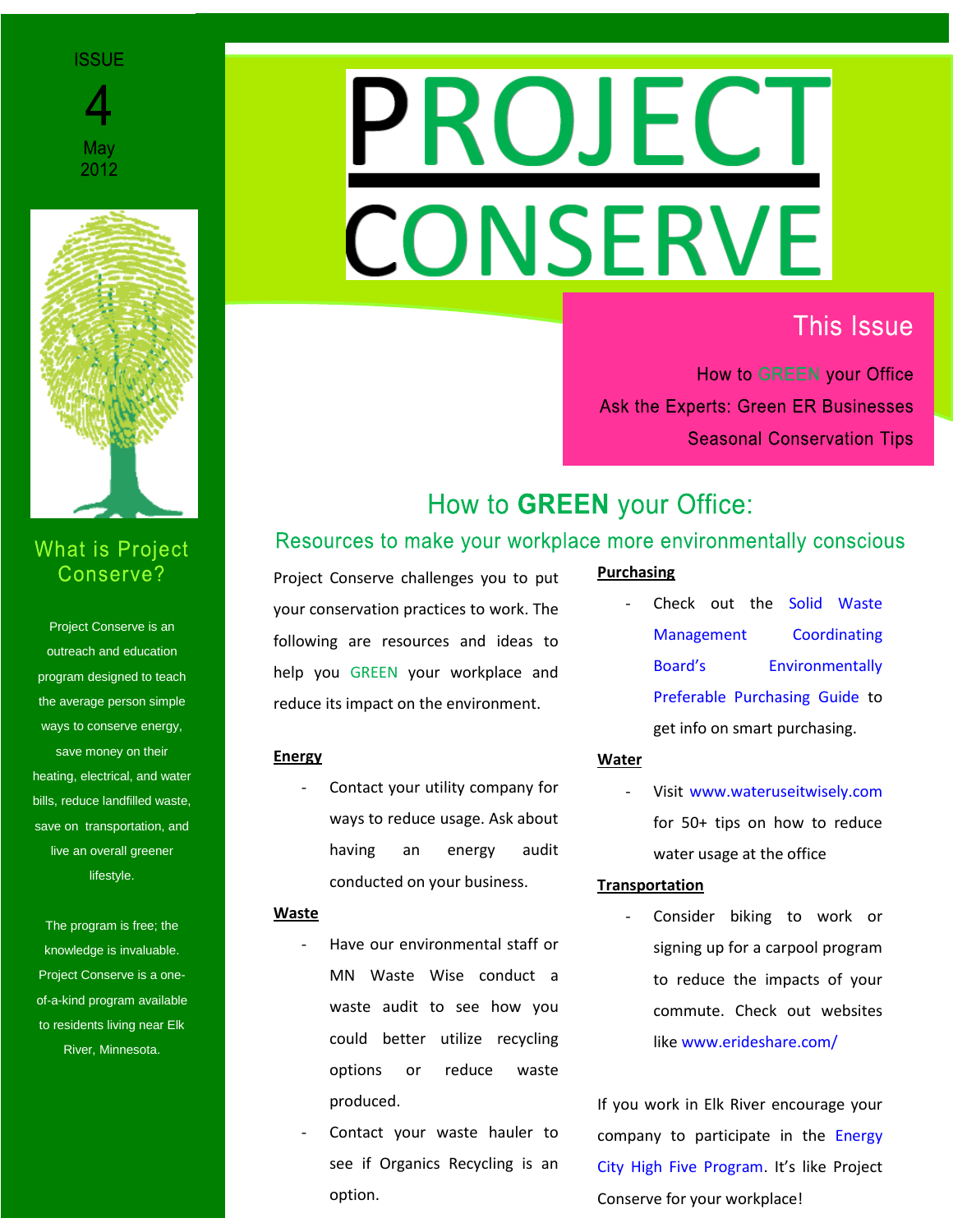ISSUE 4
May 2012

# PROJECT CONSERVE

## This Issue

How to GREEN your Office

Ask the Experts: Green ER Businesses

Seasonal Conservation Tips

## What is Project Conserve?

Project Conserve is an outreach and education program designed to teach the average person simple ways to conserve energy, save money on their heating, electrical, and water bills, reduce landfilled waste, save on transportation, and live an overall greener lifestyle.

The program is free; the knowledge is invaluable. Project Conserve is a one-of-a-kind program available to residents living near Elk River, Minnesota.

## How to **GREEN** your Office:

### Resources to make your workplace more environmentally conscious

Project Conserve challenges you to put your conservation practices to work. The following are resources and ideas to help you GREEN your workplace and reduce its impact on the environment.

**Energy**

- Contact your utility company for ways to reduce usage. Ask about having an energy audit conducted on your business.

**Waste**

- Have our environmental staff or MN Waste Wise conduct a waste audit to see how you could better utilize recycling options or reduce waste produced.
- Contact your waste hauler to see if Organics Recycling is an option.

**Purchasing**

- Check out the Solid Waste Management Coordinating Board's Environmentally Preferable Purchasing Guide to get info on smart purchasing.

**Water**

- Visit www.wateruseitwisely.com for 50+ tips on how to reduce water usage at the office

**Transportation**

- Consider biking to work or signing up for a carpool program to reduce the impacts of your commute. Check out websites like www.erideshare.com/

If you work in Elk River encourage your company to participate in the Energy City High Five Program. It's like Project Conserve for your workplace!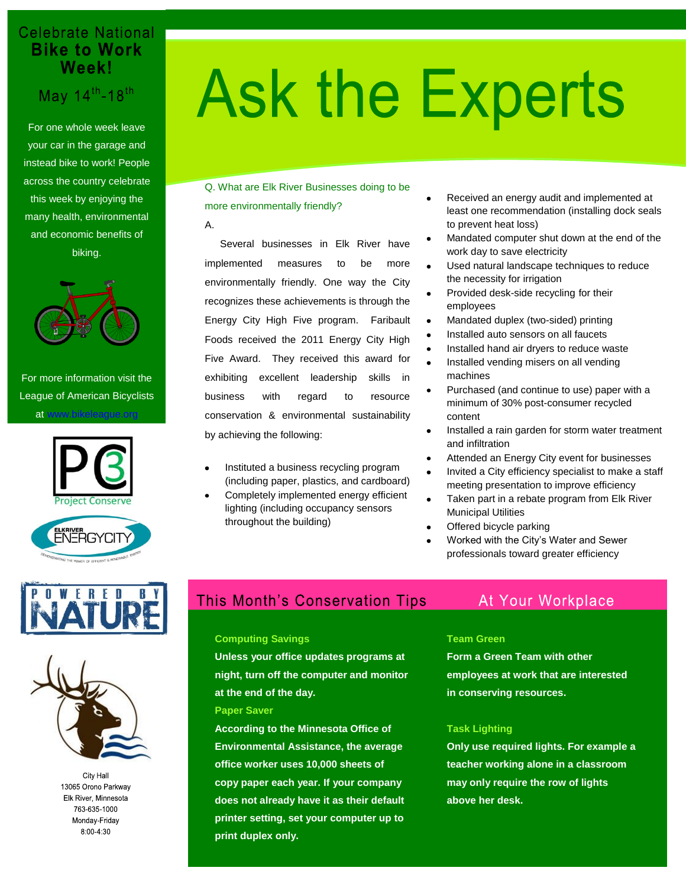# Ask the Experts

Q. What are Elk River Businesses doing to be more environmentally friendly?

A.

Several businesses in Elk River have implemented measures to be more environmentally friendly. One way the City recognizes these achievements is through the Energy City High Five program. Faribault Foods received the 2011 Energy City High Five Award. They received this award for exhibiting excellent leadership skills in business with regard to resource conservation & environmental sustainability by achieving the following:

- Instituted a business recycling program (including paper, plastics, and cardboard)
- Completely implemented energy efficient lighting (including occupancy sensors throughout the building)
- Received an energy audit and implemented at least one recommendation (installing dock seals to prevent heat loss)
- Mandated computer shut down at the end of the work day to save electricity
- Used natural landscape techniques to reduce the necessity for irrigation
- Provided desk-side recycling for their employees
- Mandated duplex (two-sided) printing
- Installed auto sensors on all faucets
- Installed hand air dryers to reduce waste
- Installed vending misers on all vending machines
- Purchased (and continue to use) paper with a minimum of 30% post-consumer recycled content
- Installed a rain garden for storm water treatment and infiltration
- Attended an Energy City event for businesses
- Invited a City efficiency specialist to make a staff meeting presentation to improve efficiency
- Taken part in a rebate program from Elk River Municipal Utilities
- Offered bicycle parking
- Worked with the City's Water and Sewer professionals toward greater efficiency

## Celebrate National Bike to Work Week!

May 14th-18th

For one whole week leave your car in the garage and instead bike to work! People across the country celebrate this week by enjoying the many health, environmental and economic benefits of biking.

For more information visit the League of American Bicyclists at www.bikeleague.org

PC3 Project Conserve

ELK RIVER ENERGYCITY

POWERED BY NATURE

City Hall
13065 Orono Parkway
Elk River, Minnesota
763-635-1000
Monday-Friday
8:00-4:30

## This Month's Conservation Tips At Your Workplace

**Computing Savings**

**Unless your office updates programs at night, turn off the computer and monitor at the end of the day.**

**Paper Saver**

**According to the Minnesota Office of Environmental Assistance, the average office worker uses 10,000 sheets of copy paper each year. If your company does not already have it as their default printer setting, set your computer up to print duplex only.**

**Team Green**

**Form a Green Team with other employees at work that are interested in conserving resources.**

**Task Lighting**

**Only use required lights. For example a teacher working alone in a classroom may only require the row of lights above her desk.**